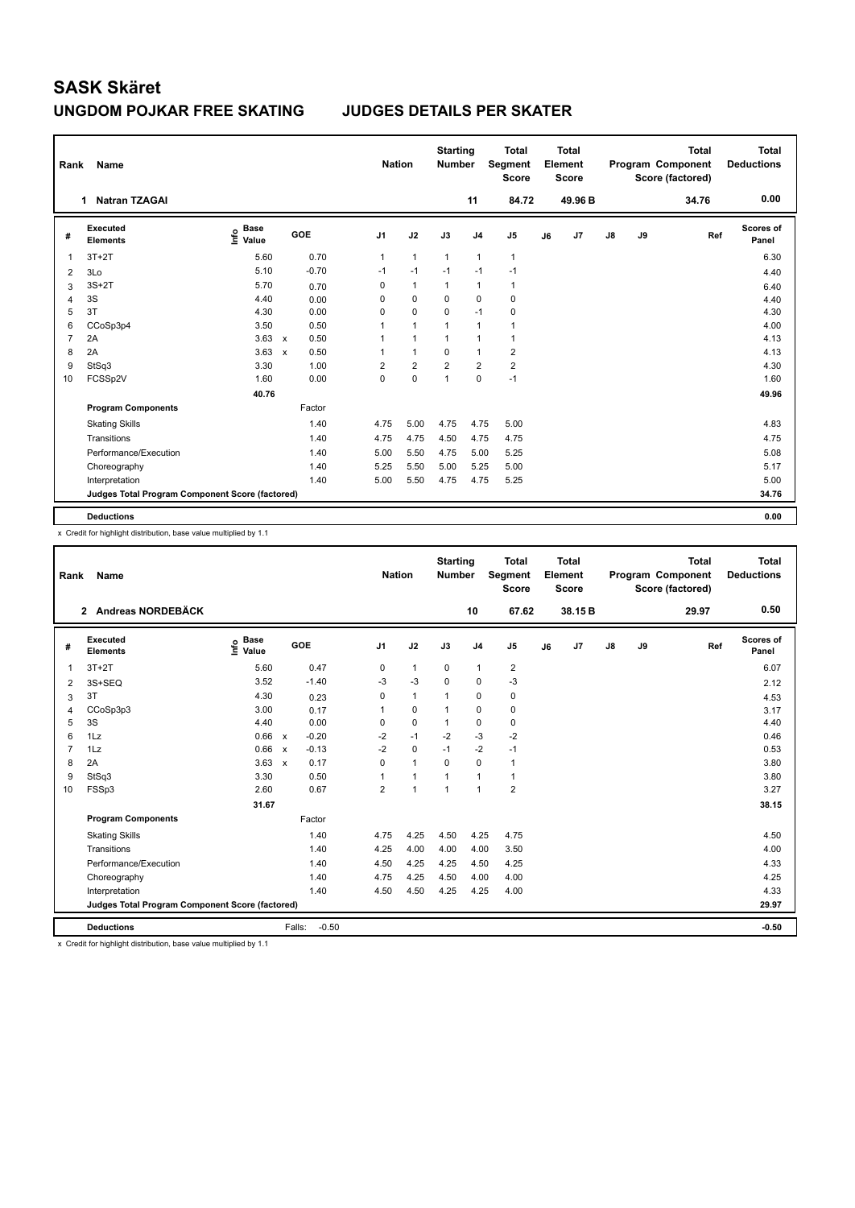# SASK Skäret

## UNGDOM POJKAR FREE SKATING JUDGES DETAILS PER SKATER

| Rank | Name | Nation | Starting Number | Total Segment Score | Total Element Score | Total Program Component Score (factored) | Total Deductions |
|---|---|---|---|---|---|---|---|
| 1 | Natran TZAGAI | | 11 | 84.72 | 49.96 B | 34.76 | 0.00 |

| # | Executed Elements | Info | Base Value | | GOE | J1 | J2 | J3 | J4 | J5 | J6 | J7 | J8 | J9 | Ref | Scores of Panel |
|---|---|---|---|---|---|---|---|---|---|---|---|---|---|---|---|---|
| 1 | 3T+2T | | 5.60 | | 0.70 | 1 | 1 | 1 | 1 | 1 | | | | | | 6.30 |
| 2 | 3Lo | | 5.10 | | -0.70 | -1 | -1 | -1 | -1 | -1 | | | | | | 4.40 |
| 3 | 3S+2T | | 5.70 | | 0.70 | 0 | 1 | 1 | 1 | 1 | | | | | | 6.40 |
| 4 | 3S | | 4.40 | | 0.00 | 0 | 0 | 0 | 0 | 0 | | | | | | 4.40 |
| 5 | 3T | | 4.30 | | 0.00 | 0 | 0 | 0 | -1 | 0 | | | | | | 4.30 |
| 6 | CCoSp3p4 | | 3.50 | | 0.50 | 1 | 1 | 1 | 1 | 1 | | | | | | 4.00 |
| 7 | 2A | | 3.63 | x | 0.50 | 1 | 1 | 1 | 1 | 1 | | | | | | 4.13 |
| 8 | 2A | | 3.63 | x | 0.50 | 1 | 1 | 0 | 1 | 2 | | | | | | 4.13 |
| 9 | StSq3 | | 3.30 | | 1.00 | 2 | 2 | 2 | 2 | 2 | | | | | | 4.30 |
| 10 | FCSSp2V | | 1.60 | | 0.00 | 0 | 0 | 1 | 0 | -1 | | | | | | 1.60 |
| | | | 40.76 | | | | | | | | | | | | | 49.96 |
| | **Program Components** | | | | Factor | | | | | | | | | | | |
| | Skating Skills | | | | 1.40 | 4.75 | 5.00 | 4.75 | 4.75 | 5.00 | | | | | | 4.83 |
| | Transitions | | | | 1.40 | 4.75 | 4.75 | 4.50 | 4.75 | 4.75 | | | | | | 4.75 |
| | Performance/Execution | | | | 1.40 | 5.00 | 5.50 | 4.75 | 5.00 | 5.25 | | | | | | 5.08 |
| | Choreography | | | | 1.40 | 5.25 | 5.50 | 5.00 | 5.25 | 5.00 | | | | | | 5.17 |
| | Interpretation | | | | 1.40 | 5.00 | 5.50 | 4.75 | 4.75 | 5.25 | | | | | | 5.00 |
| | **Judges Total Program Component Score (factored)** | | | | | | | | | | | | | | | 34.76 |
| | **Deductions** | | | | | | | | | | | | | | | 0.00 |

x Credit for highlight distribution, base value multiplied by 1.1

| Rank | Name | Nation | Starting Number | Total Segment Score | Total Element Score | Total Program Component Score (factored) | Total Deductions |
|---|---|---|---|---|---|---|---|
| 2 | Andreas NORDEBÄCK | | 10 | 67.62 | 38.15 B | 29.97 | 0.50 |

| # | Executed Elements | Info | Base Value | | GOE | J1 | J2 | J3 | J4 | J5 | J6 | J7 | J8 | J9 | Ref | Scores of Panel |
|---|---|---|---|---|---|---|---|---|---|---|---|---|---|---|---|---|
| 1 | 3T+2T | | 5.60 | | 0.47 | 0 | 1 | 0 | 1 | 2 | | | | | | 6.07 |
| 2 | 3S+SEQ | | 3.52 | | -1.40 | -3 | -3 | 0 | 0 | -3 | | | | | | 2.12 |
| 3 | 3T | | 4.30 | | 0.23 | 0 | 1 | 1 | 0 | 0 | | | | | | 4.53 |
| 4 | CCoSp3p3 | | 3.00 | | 0.17 | 1 | 0 | 1 | 0 | 0 | | | | | | 3.17 |
| 5 | 3S | | 4.40 | | 0.00 | 0 | 0 | 1 | 0 | 0 | | | | | | 4.40 |
| 6 | 1Lz | | 0.66 | x | -0.20 | -2 | -1 | -2 | -3 | -2 | | | | | | 0.46 |
| 7 | 1Lz | | 0.66 | x | -0.13 | -2 | 0 | -1 | -2 | -1 | | | | | | 0.53 |
| 8 | 2A | | 3.63 | x | 0.17 | 0 | 1 | 0 | 0 | 1 | | | | | | 3.80 |
| 9 | StSq3 | | 3.30 | | 0.50 | 1 | 1 | 1 | 1 | 1 | | | | | | 3.80 |
| 10 | FSSp3 | | 2.60 | | 0.67 | 2 | 1 | 1 | 1 | 2 | | | | | | 3.27 |
| | | | 31.67 | | | | | | | | | | | | | 38.15 |
| | **Program Components** | | | | Factor | | | | | | | | | | | |
| | Skating Skills | | | | 1.40 | 4.75 | 4.25 | 4.50 | 4.25 | 4.75 | | | | | | 4.50 |
| | Transitions | | | | 1.40 | 4.25 | 4.00 | 4.00 | 4.00 | 3.50 | | | | | | 4.00 |
| | Performance/Execution | | | | 1.40 | 4.50 | 4.25 | 4.25 | 4.50 | 4.25 | | | | | | 4.33 |
| | Choreography | | | | 1.40 | 4.75 | 4.25 | 4.50 | 4.00 | 4.00 | | | | | | 4.25 |
| | Interpretation | | | | 1.40 | 4.50 | 4.50 | 4.25 | 4.25 | 4.00 | | | | | | 4.33 |
| | **Judges Total Program Component Score (factored)** | | | | | | | | | | | | | | | 29.97 |
| | **Deductions** | | | Falls: | -0.50 | | | | | | | | | | | -0.50 |

x Credit for highlight distribution, base value multiplied by 1.1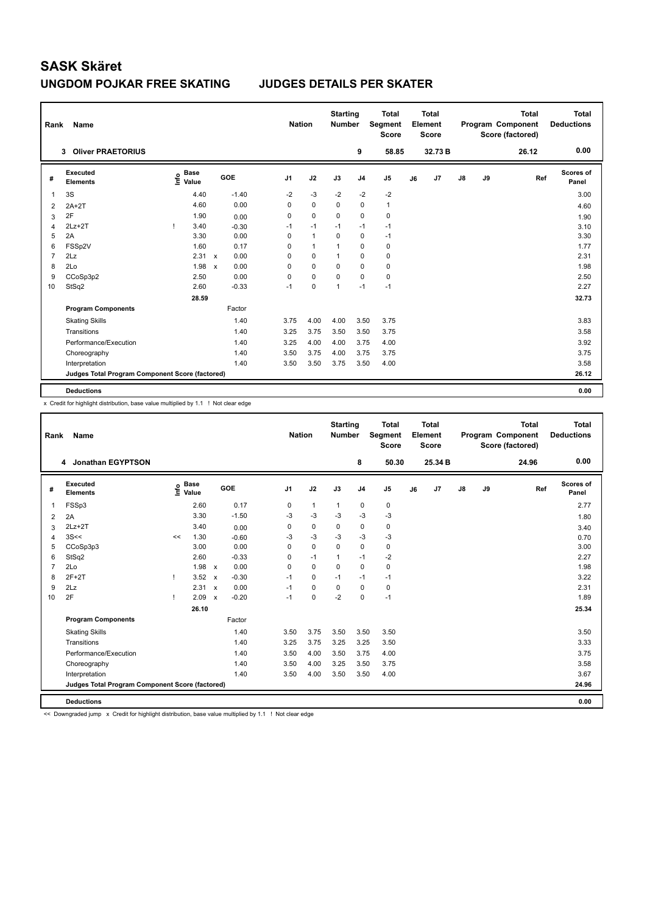# SASK Skäret

## UNGDOM POJKAR FREE SKATING JUDGES DETAILS PER SKATER

| Rank | Name | Nation | Starting Number | Total Segment Score | Total Element Score | Total Program Component Score (factored) | Total Deductions |
|---|---|---|---|---|---|---|---|
| 3 | Oliver PRAETORIUS | | 9 | 58.85 | 32.73 B | 26.12 | 0.00 |

| # | Executed Elements | Info | Base Value | | GOE | J1 | J2 | J3 | J4 | J5 | J6 | J7 | J8 | J9 | Ref | Scores of Panel |
|---|---|---|---|---|---|---|---|---|---|---|---|---|---|---|---|---|
| 1 | 3S | | 4.40 | | -1.40 | -2 | -3 | -2 | -2 | -2 | | | | | | 3.00 |
| 2 | 2A+2T | | 4.60 | | 0.00 | 0 | 0 | 0 | 0 | 1 | | | | | | 4.60 |
| 3 | 2F | | 1.90 | | 0.00 | 0 | 0 | 0 | 0 | 0 | | | | | | 1.90 |
| 4 | 2Lz+2T | ! | 3.40 | | -0.30 | -1 | -1 | -1 | -1 | -1 | | | | | | 3.10 |
| 5 | 2A | | 3.30 | | 0.00 | 0 | 1 | 0 | 0 | -1 | | | | | | 3.30 |
| 6 | FSSp2V | | 1.60 | | 0.17 | 0 | 1 | 1 | 0 | 0 | | | | | | 1.77 |
| 7 | 2Lz | | 2.31 | x | 0.00 | 0 | 0 | 1 | 0 | 0 | | | | | | 2.31 |
| 8 | 2Lo | | 1.98 | x | 0.00 | 0 | 0 | 0 | 0 | 0 | | | | | | 1.98 |
| 9 | CCoSp3p2 | | 2.50 | | 0.00 | 0 | 0 | 0 | 0 | 0 | | | | | | 2.50 |
| 10 | StSq2 | | 2.60 | | -0.33 | -1 | 0 | 1 | -1 | -1 | | | | | | 2.27 |
| | | | 28.59 | | | | | | | | | | | | | 32.73 |
| | **Program Components** | | | | Factor | | | | | | | | | | | |
| | Skating Skills | | | | 1.40 | 3.75 | 4.00 | 4.00 | 3.50 | 3.75 | | | | | | 3.83 |
| | Transitions | | | | 1.40 | 3.25 | 3.75 | 3.50 | 3.50 | 3.75 | | | | | | 3.58 |
| | Performance/Execution | | | | 1.40 | 3.25 | 4.00 | 4.00 | 3.75 | 4.00 | | | | | | 3.92 |
| | Choreography | | | | 1.40 | 3.50 | 3.75 | 4.00 | 3.75 | 3.75 | | | | | | 3.75 |
| | Interpretation | | | | 1.40 | 3.50 | 3.50 | 3.75 | 3.50 | 4.00 | | | | | | 3.58 |
| | **Judges Total Program Component Score (factored)** | | | | | | | | | | | | | | | 26.12 |
| | **Deductions** | | | | | | | | | | | | | | | 0.00 |

x Credit for highlight distribution, base value multiplied by 1.1 ! Not clear edge

| Rank | Name | Nation | Starting Number | Total Segment Score | Total Element Score | Total Program Component Score (factored) | Total Deductions |
|---|---|---|---|---|---|---|---|
| 4 | Jonathan EGYPTSON | | 8 | 50.30 | 25.34 B | 24.96 | 0.00 |

| # | Executed Elements | Info | Base Value | | GOE | J1 | J2 | J3 | J4 | J5 | J6 | J7 | J8 | J9 | Ref | Scores of Panel |
|---|---|---|---|---|---|---|---|---|---|---|---|---|---|---|---|---|
| 1 | FSSp3 | | 2.60 | | 0.17 | 0 | 1 | 1 | 0 | 0 | | | | | | 2.77 |
| 2 | 2A | | 3.30 | | -1.50 | -3 | -3 | -3 | -3 | -3 | | | | | | 1.80 |
| 3 | 2Lz+2T | | 3.40 | | 0.00 | 0 | 0 | 0 | 0 | 0 | | | | | | 3.40 |
| 4 | 3S<< | << | 1.30 | | -0.60 | -3 | -3 | -3 | -3 | -3 | | | | | | 0.70 |
| 5 | CCoSp3p3 | | 3.00 | | 0.00 | 0 | 0 | 0 | 0 | 0 | | | | | | 3.00 |
| 6 | StSq2 | | 2.60 | | -0.33 | 0 | -1 | 1 | -1 | -2 | | | | | | 2.27 |
| 7 | 2Lo | | 1.98 | x | 0.00 | 0 | 0 | 0 | 0 | 0 | | | | | | 1.98 |
| 8 | 2F+2T | ! | 3.52 | x | -0.30 | -1 | 0 | -1 | -1 | -1 | | | | | | 3.22 |
| 9 | 2Lz | | 2.31 | x | 0.00 | -1 | 0 | 0 | 0 | 0 | | | | | | 2.31 |
| 10 | 2F | ! | 2.09 | x | -0.20 | -1 | 0 | -2 | 0 | -1 | | | | | | 1.89 |
| | | | 26.10 | | | | | | | | | | | | | 25.34 |
| | **Program Components** | | | | Factor | | | | | | | | | | | |
| | Skating Skills | | | | 1.40 | 3.50 | 3.75 | 3.50 | 3.50 | 3.50 | | | | | | 3.50 |
| | Transitions | | | | 1.40 | 3.25 | 3.75 | 3.25 | 3.25 | 3.50 | | | | | | 3.33 |
| | Performance/Execution | | | | 1.40 | 3.50 | 4.00 | 3.50 | 3.75 | 4.00 | | | | | | 3.75 |
| | Choreography | | | | 1.40 | 3.50 | 4.00 | 3.25 | 3.50 | 3.75 | | | | | | 3.58 |
| | Interpretation | | | | 1.40 | 3.50 | 4.00 | 3.50 | 3.50 | 4.00 | | | | | | 3.67 |
| | **Judges Total Program Component Score (factored)** | | | | | | | | | | | | | | | 24.96 |
| | **Deductions** | | | | | | | | | | | | | | | 0.00 |

<< Downgraded jump x Credit for highlight distribution, base value multiplied by 1.1 ! Not clear edge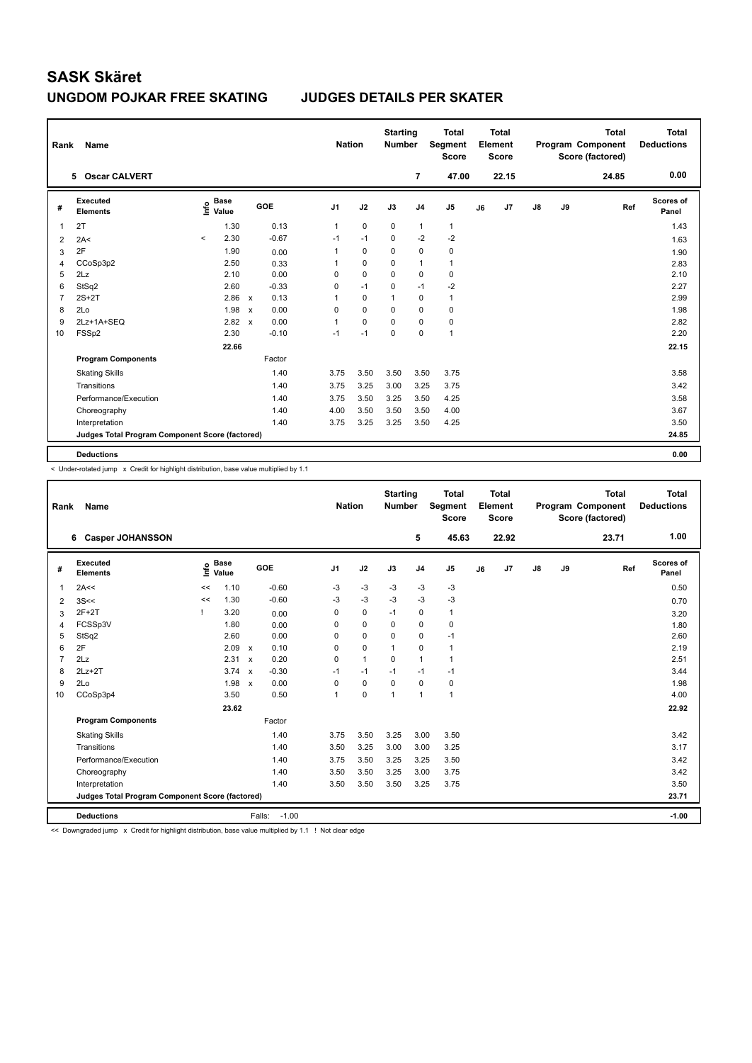# SASK Skäret

## UNGDOM POJKAR FREE SKATING JUDGES DETAILS PER SKATER

| Rank | Name | Nation | Starting Number | Total Segment Score | Total Element Score | Total Program Component Score (factored) | Total Deductions |
|---|---|---|---|---|---|---|---|
| 5 | Oscar CALVERT | | 7 | 47.00 | 22.15 | 24.85 | 0.00 |

| # | Executed Elements | Info | Base Value | | GOE | J1 | J2 | J3 | J4 | J5 | J6 | J7 | J8 | J9 | Ref | Scores of Panel |
|---|---|---|---|---|---|---|---|---|---|---|---|---|---|---|---|---|
| 1 | 2T | | 1.30 | | 0.13 | 1 | 0 | 0 | 1 | 1 | | | | | | 1.43 |
| 2 | 2A< | < | 2.30 | | -0.67 | -1 | -1 | 0 | -2 | -2 | | | | | | 1.63 |
| 3 | 2F | | 1.90 | | 0.00 | 1 | 0 | 0 | 0 | 0 | | | | | | 1.90 |
| 4 | CCoSp3p2 | | 2.50 | | 0.33 | 1 | 0 | 0 | 1 | 1 | | | | | | 2.83 |
| 5 | 2Lz | | 2.10 | | 0.00 | 0 | 0 | 0 | 0 | 0 | | | | | | 2.10 |
| 6 | StSq2 | | 2.60 | | -0.33 | 0 | -1 | 0 | -1 | -2 | | | | | | 2.27 |
| 7 | 2S+2T | | 2.86 | x | 0.13 | 1 | 0 | 1 | 0 | 1 | | | | | | 2.99 |
| 8 | 2Lo | | 1.98 | x | 0.00 | 0 | 0 | 0 | 0 | 0 | | | | | | 1.98 |
| 9 | 2Lz+1A+SEQ | | 2.82 | x | 0.00 | 1 | 0 | 0 | 0 | 0 | | | | | | 2.82 |
| 10 | FSSp2 | | 2.30 | | -0.10 | -1 | -1 | 0 | 0 | 1 | | | | | | 2.20 |
| | | | 22.66 | | | | | | | | | | | | | 22.15 |
| | **Program Components** | | | | Factor | | | | | | | | | | | |
| | Skating Skills | | | | 1.40 | 3.75 | 3.50 | 3.50 | 3.50 | 3.75 | | | | | | 3.58 |
| | Transitions | | | | 1.40 | 3.75 | 3.25 | 3.00 | 3.25 | 3.75 | | | | | | 3.42 |
| | Performance/Execution | | | | 1.40 | 3.75 | 3.50 | 3.25 | 3.50 | 4.25 | | | | | | 3.58 |
| | Choreography | | | | 1.40 | 4.00 | 3.50 | 3.50 | 3.50 | 4.00 | | | | | | 3.67 |
| | Interpretation | | | | 1.40 | 3.75 | 3.25 | 3.25 | 3.50 | 4.25 | | | | | | 3.50 |
| | **Judges Total Program Component Score (factored)** | | | | | | | | | | | | | | | 24.85 |
| | **Deductions** | | | | | | | | | | | | | | | 0.00 |

< Under-rotated jump x Credit for highlight distribution, base value multiplied by 1.1

| Rank | Name | Nation | Starting Number | Total Segment Score | Total Element Score | Total Program Component Score (factored) | Total Deductions |
|---|---|---|---|---|---|---|---|
| 6 | Casper JOHANSSON | | 5 | 45.63 | 22.92 | 23.71 | 1.00 |

| # | Executed Elements | Info | Base Value | | GOE | J1 | J2 | J3 | J4 | J5 | J6 | J7 | J8 | J9 | Ref | Scores of Panel |
|---|---|---|---|---|---|---|---|---|---|---|---|---|---|---|---|---|
| 1 | 2A<< | << | 1.10 | | -0.60 | -3 | -3 | -3 | -3 | -3 | | | | | | 0.50 |
| 2 | 3S<< | << | 1.30 | | -0.60 | -3 | -3 | -3 | -3 | -3 | | | | | | 0.70 |
| 3 | 2F+2T | ! | 3.20 | | 0.00 | 0 | 0 | -1 | 0 | 1 | | | | | | 3.20 |
| 4 | FCSSp3V | | 1.80 | | 0.00 | 0 | 0 | 0 | 0 | 0 | | | | | | 1.80 |
| 5 | StSq2 | | 2.60 | | 0.00 | 0 | 0 | 0 | 0 | -1 | | | | | | 2.60 |
| 6 | 2F | | 2.09 | x | 0.10 | 0 | 0 | 1 | 0 | 1 | | | | | | 2.19 |
| 7 | 2Lz | | 2.31 | x | 0.20 | 0 | 1 | 0 | 1 | 1 | | | | | | 2.51 |
| 8 | 2Lz+2T | | 3.74 | x | -0.30 | -1 | -1 | -1 | -1 | -1 | | | | | | 3.44 |
| 9 | 2Lo | | 1.98 | x | 0.00 | 0 | 0 | 0 | 0 | 0 | | | | | | 1.98 |
| 10 | CCoSp3p4 | | 3.50 | | 0.50 | 1 | 0 | 1 | 1 | 1 | | | | | | 4.00 |
| | | | 23.62 | | | | | | | | | | | | | 22.92 |
| | **Program Components** | | | | Factor | | | | | | | | | | | |
| | Skating Skills | | | | 1.40 | 3.75 | 3.50 | 3.25 | 3.00 | 3.50 | | | | | | 3.42 |
| | Transitions | | | | 1.40 | 3.50 | 3.25 | 3.00 | 3.00 | 3.25 | | | | | | 3.17 |
| | Performance/Execution | | | | 1.40 | 3.75 | 3.50 | 3.25 | 3.25 | 3.50 | | | | | | 3.42 |
| | Choreography | | | | 1.40 | 3.50 | 3.50 | 3.25 | 3.00 | 3.75 | | | | | | 3.42 |
| | Interpretation | | | | 1.40 | 3.50 | 3.50 | 3.50 | 3.25 | 3.75 | | | | | | 3.50 |
| | **Judges Total Program Component Score (factored)** | | | | | | | | | | | | | | | 23.71 |
| | **Deductions** | | | | Falls: -1.00 | | | | | | | | | | | -1.00 |

<< Downgraded jump x Credit for highlight distribution, base value multiplied by 1.1 ! Not clear edge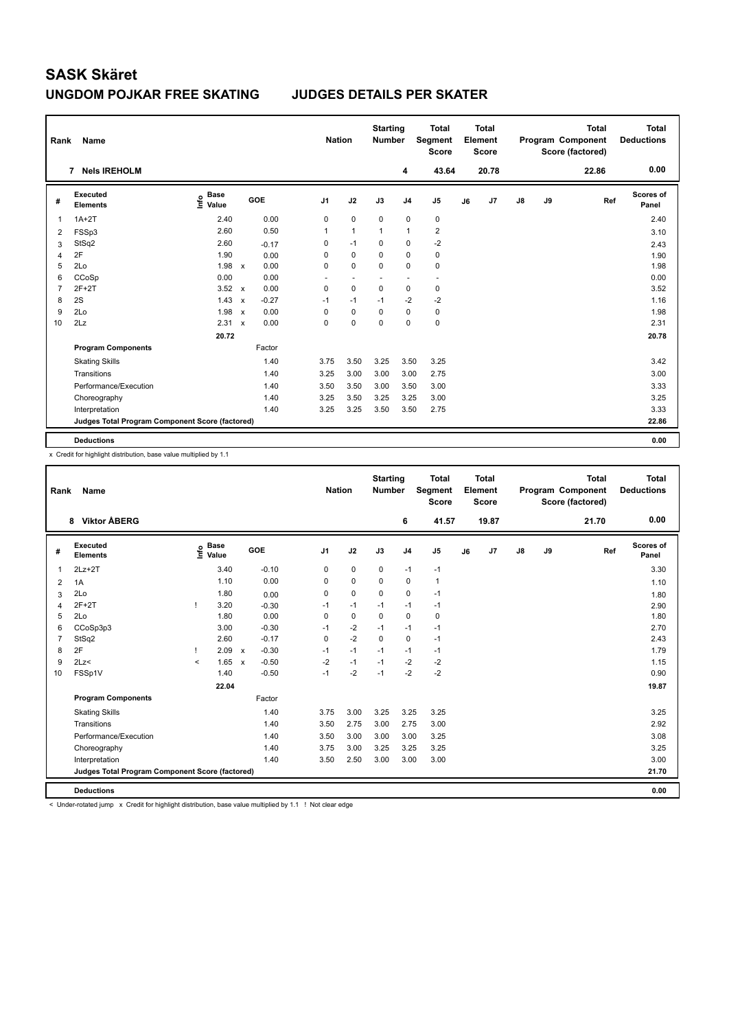# SASK Skäret

## UNGDOM POJKAR FREE SKATING JUDGES DETAILS PER SKATER

| Rank | Name | Nation | Starting Number | Total Segment Score | Total Element Score | Total Program Component Score (factored) | Total Deductions |
|---|---|---|---|---|---|---|---|
| 7 | Nels IREHOLM | | 4 | 43.64 | 20.78 | 22.86 | 0.00 |

| # | Executed Elements | Info | Base Value | | GOE | J1 | J2 | J3 | J4 | J5 | J6 | J7 | J8 | J9 | Ref | Scores of Panel |
|---|---|---|---|---|---|---|---|---|---|---|---|---|---|---|---|---|
| 1 | 1A+2T | | 2.40 | | 0.00 | 0 | 0 | 0 | 0 | 0 | | | | | | 2.40 |
| 2 | FSSp3 | | 2.60 | | 0.50 | 1 | 1 | 1 | 1 | 2 | | | | | | 3.10 |
| 3 | StSq2 | | 2.60 | | -0.17 | 0 | -1 | 0 | 0 | -2 | | | | | | 2.43 |
| 4 | 2F | | 1.90 | | 0.00 | 0 | 0 | 0 | 0 | 0 | | | | | | 1.90 |
| 5 | 2Lo | | 1.98 | x | 0.00 | 0 | 0 | 0 | 0 | 0 | | | | | | 1.98 |
| 6 | CCoSp | | 0.00 | | 0.00 | - | - | - | - | - | | | | | | 0.00 |
| 7 | 2F+2T | | 3.52 | x | 0.00 | 0 | 0 | 0 | 0 | 0 | | | | | | 3.52 |
| 8 | 2S | | 1.43 | x | -0.27 | -1 | -1 | -1 | -2 | -2 | | | | | | 1.16 |
| 9 | 2Lo | | 1.98 | x | 0.00 | 0 | 0 | 0 | 0 | 0 | | | | | | 1.98 |
| 10 | 2Lz | | 2.31 | x | 0.00 | 0 | 0 | 0 | 0 | 0 | | | | | | 2.31 |
| | | | 20.72 | | | | | | | | | | | | | 20.78 |
| | **Program Components** | | | | Factor | | | | | | | | | | | |
| | Skating Skills | | | | 1.40 | 3.75 | 3.50 | 3.25 | 3.50 | 3.25 | | | | | | 3.42 |
| | Transitions | | | | 1.40 | 3.25 | 3.00 | 3.00 | 3.00 | 2.75 | | | | | | 3.00 |
| | Performance/Execution | | | | 1.40 | 3.50 | 3.50 | 3.00 | 3.50 | 3.00 | | | | | | 3.33 |
| | Choreography | | | | 1.40 | 3.25 | 3.50 | 3.25 | 3.25 | 3.00 | | | | | | 3.25 |
| | Interpretation | | | | 1.40 | 3.25 | 3.25 | 3.50 | 3.50 | 2.75 | | | | | | 3.33 |
| | **Judges Total Program Component Score (factored)** | | | | | | | | | | | | | | | 22.86 |
| | **Deductions** | | | | | | | | | | | | | | | 0.00 |

x Credit for highlight distribution, base value multiplied by 1.1

| Rank | Name | Nation | Starting Number | Total Segment Score | Total Element Score | Total Program Component Score (factored) | Total Deductions |
|---|---|---|---|---|---|---|---|
| 8 | Viktor ÅBERG | | 6 | 41.57 | 19.87 | 21.70 | 0.00 |

| # | Executed Elements | Info | Base Value | | GOE | J1 | J2 | J3 | J4 | J5 | J6 | J7 | J8 | J9 | Ref | Scores of Panel |
|---|---|---|---|---|---|---|---|---|---|---|---|---|---|---|---|---|
| 1 | 2Lz+2T | | 3.40 | | -0.10 | 0 | 0 | 0 | -1 | -1 | | | | | | 3.30 |
| 2 | 1A | | 1.10 | | 0.00 | 0 | 0 | 0 | 0 | 1 | | | | | | 1.10 |
| 3 | 2Lo | | 1.80 | | 0.00 | 0 | 0 | 0 | 0 | -1 | | | | | | 1.80 |
| 4 | 2F+2T | ! | 3.20 | | -0.30 | -1 | -1 | -1 | -1 | -1 | | | | | | 2.90 |
| 5 | 2Lo | | 1.80 | | 0.00 | 0 | 0 | 0 | 0 | 0 | | | | | | 1.80 |
| 6 | CCoSp3p3 | | 3.00 | | -0.30 | -1 | -2 | -1 | -1 | -1 | | | | | | 2.70 |
| 7 | StSq2 | | 2.60 | | -0.17 | 0 | -2 | 0 | 0 | -1 | | | | | | 2.43 |
| 8 | 2F | ! | 2.09 | x | -0.30 | -1 | -1 | -1 | -1 | -1 | | | | | | 1.79 |
| 9 | 2Lz< | < | 1.65 | x | -0.50 | -2 | -1 | -1 | -2 | -2 | | | | | | 1.15 |
| 10 | FSSp1V | | 1.40 | | -0.50 | -1 | -2 | -1 | -2 | -2 | | | | | | 0.90 |
| | | | 22.04 | | | | | | | | | | | | | 19.87 |
| | **Program Components** | | | | Factor | | | | | | | | | | | |
| | Skating Skills | | | | 1.40 | 3.75 | 3.00 | 3.25 | 3.25 | 3.25 | | | | | | 3.25 |
| | Transitions | | | | 1.40 | 3.50 | 2.75 | 3.00 | 2.75 | 3.00 | | | | | | 2.92 |
| | Performance/Execution | | | | 1.40 | 3.50 | 3.00 | 3.00 | 3.00 | 3.25 | | | | | | 3.08 |
| | Choreography | | | | 1.40 | 3.75 | 3.00 | 3.25 | 3.25 | 3.25 | | | | | | 3.25 |
| | Interpretation | | | | 1.40 | 3.50 | 2.50 | 3.00 | 3.00 | 3.00 | | | | | | 3.00 |
| | **Judges Total Program Component Score (factored)** | | | | | | | | | | | | | | | 21.70 |
| | **Deductions** | | | | | | | | | | | | | | | 0.00 |

< Under-rotated jump x Credit for highlight distribution, base value multiplied by 1.1 ! Not clear edge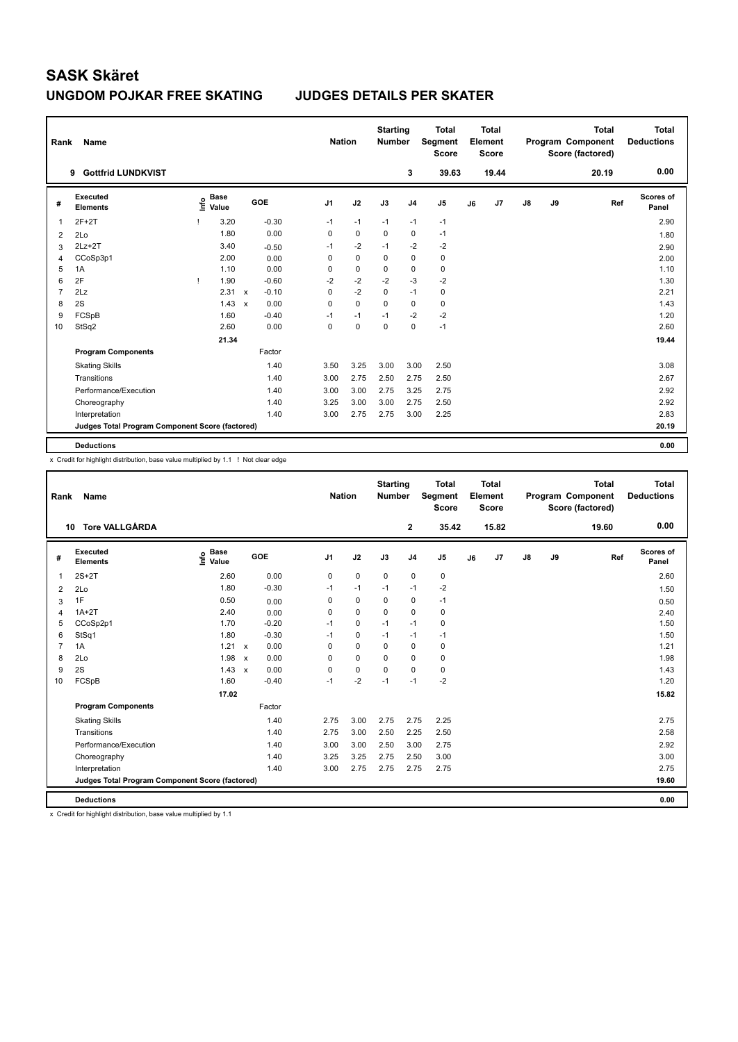# SASK Skäret

## UNGDOM POJKAR FREE SKATING     JUDGES DETAILS PER SKATER

| Rank | Name | Nation | Starting Number | Total Segment Score | Total Element Score | Total Program Component Score (factored) | Total Deductions |
|---|---|---|---|---|---|---|---|
| 9 | Gottfrid LUNDKVIST | | 3 | 39.63 | 19.44 | 20.19 | 0.00 |

| # | Executed Elements | Info | Base Value | | GOE | J1 | J2 | J3 | J4 | J5 | J6 | J7 | J8 | J9 | Ref | Scores of Panel |
|---|---|---|---|---|---|---|---|---|---|---|---|---|---|---|---|---|
| 1 | 2F+2T | ! | 3.20 | | -0.30 | -1 | -1 | -1 | -1 | -1 | | | | | | 2.90 |
| 2 | 2Lo | | 1.80 | | 0.00 | 0 | 0 | 0 | 0 | -1 | | | | | | 1.80 |
| 3 | 2Lz+2T | | 3.40 | | -0.50 | -1 | -2 | -1 | -2 | -2 | | | | | | 2.90 |
| 4 | CCoSp3p1 | | 2.00 | | 0.00 | 0 | 0 | 0 | 0 | 0 | | | | | | 2.00 |
| 5 | 1A | | 1.10 | | 0.00 | 0 | 0 | 0 | 0 | 0 | | | | | | 1.10 |
| 6 | 2F | ! | 1.90 | | -0.60 | -2 | -2 | -2 | -3 | -2 | | | | | | 1.30 |
| 7 | 2Lz | | 2.31 | x | -0.10 | 0 | -2 | 0 | -1 | 0 | | | | | | 2.21 |
| 8 | 2S | | 1.43 | x | 0.00 | 0 | 0 | 0 | 0 | 0 | | | | | | 1.43 |
| 9 | FCSpB | | 1.60 | | -0.40 | -1 | -1 | -1 | -2 | -2 | | | | | | 1.20 |
| 10 | StSq2 | | 2.60 | | 0.00 | 0 | 0 | 0 | 0 | -1 | | | | | | 2.60 |
| | | | 21.34 | | | | | | | | | | | | | 19.44 |
| | **Program Components** | | | | Factor | | | | | | | | | | | |
| | Skating Skills | | | | 1.40 | 3.50 | 3.25 | 3.00 | 3.00 | 2.50 | | | | | | 3.08 |
| | Transitions | | | | 1.40 | 3.00 | 2.75 | 2.50 | 2.75 | 2.50 | | | | | | 2.67 |
| | Performance/Execution | | | | 1.40 | 3.00 | 3.00 | 2.75 | 3.25 | 2.75 | | | | | | 2.92 |
| | Choreography | | | | 1.40 | 3.25 | 3.00 | 3.00 | 2.75 | 2.50 | | | | | | 2.92 |
| | Interpretation | | | | 1.40 | 3.00 | 2.75 | 2.75 | 3.00 | 2.25 | | | | | | 2.83 |
| | **Judges Total Program Component Score (factored)** | | | | | | | | | | | | | | | 20.19 |
| | **Deductions** | | | | | | | | | | | | | | | 0.00 |

x Credit for highlight distribution, base value multiplied by 1.1   ! Not clear edge

| Rank | Name | Nation | Starting Number | Total Segment Score | Total Element Score | Total Program Component Score (factored) | Total Deductions |
|---|---|---|---|---|---|---|---|
| 10 | Tore VALLGÅRDA | | 2 | 35.42 | 15.82 | 19.60 | 0.00 |

| # | Executed Elements | Info | Base Value | | GOE | J1 | J2 | J3 | J4 | J5 | J6 | J7 | J8 | J9 | Ref | Scores of Panel |
|---|---|---|---|---|---|---|---|---|---|---|---|---|---|---|---|---|
| 1 | 2S+2T | | 2.60 | | 0.00 | 0 | 0 | 0 | 0 | 0 | | | | | | 2.60 |
| 2 | 2Lo | | 1.80 | | -0.30 | -1 | -1 | -1 | -1 | -2 | | | | | | 1.50 |
| 3 | 1F | | 0.50 | | 0.00 | 0 | 0 | 0 | 0 | -1 | | | | | | 0.50 |
| 4 | 1A+2T | | 2.40 | | 0.00 | 0 | 0 | 0 | 0 | 0 | | | | | | 2.40 |
| 5 | CCoSp2p1 | | 1.70 | | -0.20 | -1 | 0 | -1 | -1 | 0 | | | | | | 1.50 |
| 6 | StSq1 | | 1.80 | | -0.30 | -1 | 0 | -1 | -1 | -1 | | | | | | 1.50 |
| 7 | 1A | | 1.21 | x | 0.00 | 0 | 0 | 0 | 0 | 0 | | | | | | 1.21 |
| 8 | 2Lo | | 1.98 | x | 0.00 | 0 | 0 | 0 | 0 | 0 | | | | | | 1.98 |
| 9 | 2S | | 1.43 | x | 0.00 | 0 | 0 | 0 | 0 | 0 | | | | | | 1.43 |
| 10 | FCSpB | | 1.60 | | -0.40 | -1 | -2 | -1 | -1 | -2 | | | | | | 1.20 |
| | | | 17.02 | | | | | | | | | | | | | 15.82 |
| | **Program Components** | | | | Factor | | | | | | | | | | | |
| | Skating Skills | | | | 1.40 | 2.75 | 3.00 | 2.75 | 2.75 | 2.25 | | | | | | 2.75 |
| | Transitions | | | | 1.40 | 2.75 | 3.00 | 2.50 | 2.25 | 2.50 | | | | | | 2.58 |
| | Performance/Execution | | | | 1.40 | 3.00 | 3.00 | 2.50 | 3.00 | 2.75 | | | | | | 2.92 |
| | Choreography | | | | 1.40 | 3.25 | 3.25 | 2.75 | 2.50 | 3.00 | | | | | | 3.00 |
| | Interpretation | | | | 1.40 | 3.00 | 2.75 | 2.75 | 2.75 | 2.75 | | | | | | 2.75 |
| | **Judges Total Program Component Score (factored)** | | | | | | | | | | | | | | | 19.60 |
| | **Deductions** | | | | | | | | | | | | | | | 0.00 |

x Credit for highlight distribution, base value multiplied by 1.1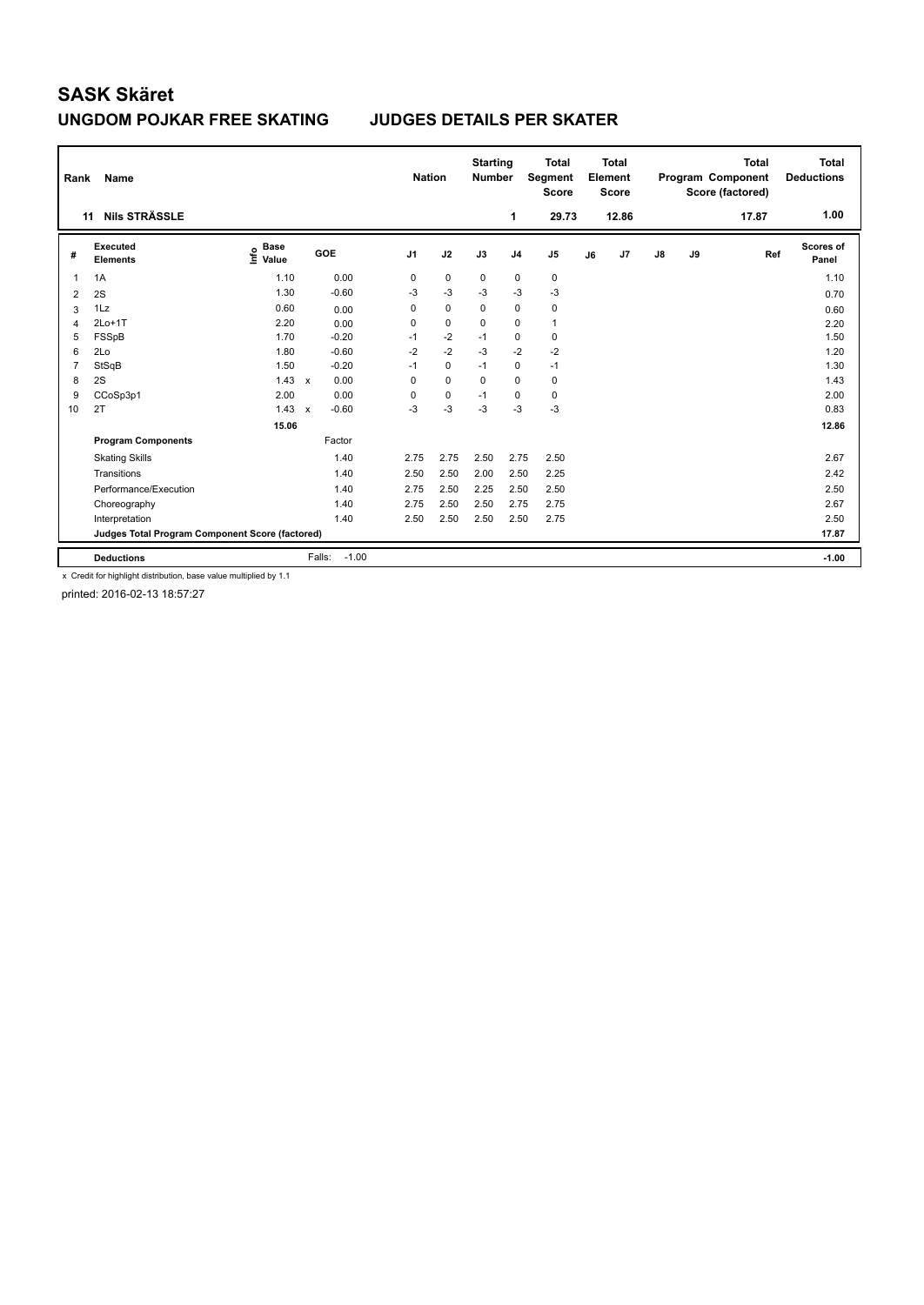# SASK Skäret

## UNGDOM POJKAR FREE SKATING JUDGES DETAILS PER SKATER

| Rank | Name | Nation | Starting Number | Total Segment Score | Total Element Score | Total Program Component Score (factored) | Total Deductions |
|---|---|---|---|---|---|---|---|
| 11 | Nils STRÄSSLE | | 1 | 29.73 | 12.86 | 17.87 | 1.00 |

| # | Executed Elements | Info | Base Value | | GOE | J1 | J2 | J3 | J4 | J5 | J6 | J7 | J8 | J9 | Ref | Scores of Panel |
|---|---|---|---|---|---|---|---|---|---|---|---|---|---|---|---|---|
| 1 | 1A | | 1.10 | | 0.00 | 0 | 0 | 0 | 0 | 0 | | | | | | 1.10 |
| 2 | 2S | | 1.30 | | -0.60 | -3 | -3 | -3 | -3 | -3 | | | | | | 0.70 |
| 3 | 1Lz | | 0.60 | | 0.00 | 0 | 0 | 0 | 0 | 0 | | | | | | 0.60 |
| 4 | 2Lo+1T | | 2.20 | | 0.00 | 0 | 0 | 0 | 0 | 1 | | | | | | 2.20 |
| 5 | FSSpB | | 1.70 | | -0.20 | -1 | -2 | -1 | 0 | 0 | | | | | | 1.50 |
| 6 | 2Lo | | 1.80 | | -0.60 | -2 | -2 | -3 | -2 | -2 | | | | | | 1.20 |
| 7 | StSqB | | 1.50 | | -0.20 | -1 | 0 | -1 | 0 | -1 | | | | | | 1.30 |
| 8 | 2S | | 1.43 | x | 0.00 | 0 | 0 | 0 | 0 | 0 | | | | | | 1.43 |
| 9 | CCoSp3p1 | | 2.00 | | 0.00 | 0 | 0 | -1 | 0 | 0 | | | | | | 2.00 |
| 10 | 2T | | 1.43 | x | -0.60 | -3 | -3 | -3 | -3 | -3 | | | | | | 0.83 |
| | | | 15.06 | | | | | | | | | | | | | 12.86 |
| | **Program Components** | | | | Factor | | | | | | | | | | | |
| | Skating Skills | | | | 1.40 | 2.75 | 2.75 | 2.50 | 2.75 | 2.50 | | | | | | 2.67 |
| | Transitions | | | | 1.40 | 2.50 | 2.50 | 2.00 | 2.50 | 2.25 | | | | | | 2.42 |
| | Performance/Execution | | | | 1.40 | 2.75 | 2.50 | 2.25 | 2.50 | 2.50 | | | | | | 2.50 |
| | Choreography | | | | 1.40 | 2.75 | 2.50 | 2.50 | 2.75 | 2.75 | | | | | | 2.67 |
| | Interpretation | | | | 1.40 | 2.50 | 2.50 | 2.50 | 2.50 | 2.75 | | | | | | 2.50 |
| | **Judges Total Program Component Score (factored)** | | | | | | | | | | | | | | | 17.87 |
| | **Deductions** | | | | Falls: -1.00 | | | | | | | | | | | -1.00 |

x Credit for highlight distribution, base value multiplied by 1.1

printed: 2016-02-13 18:57:27